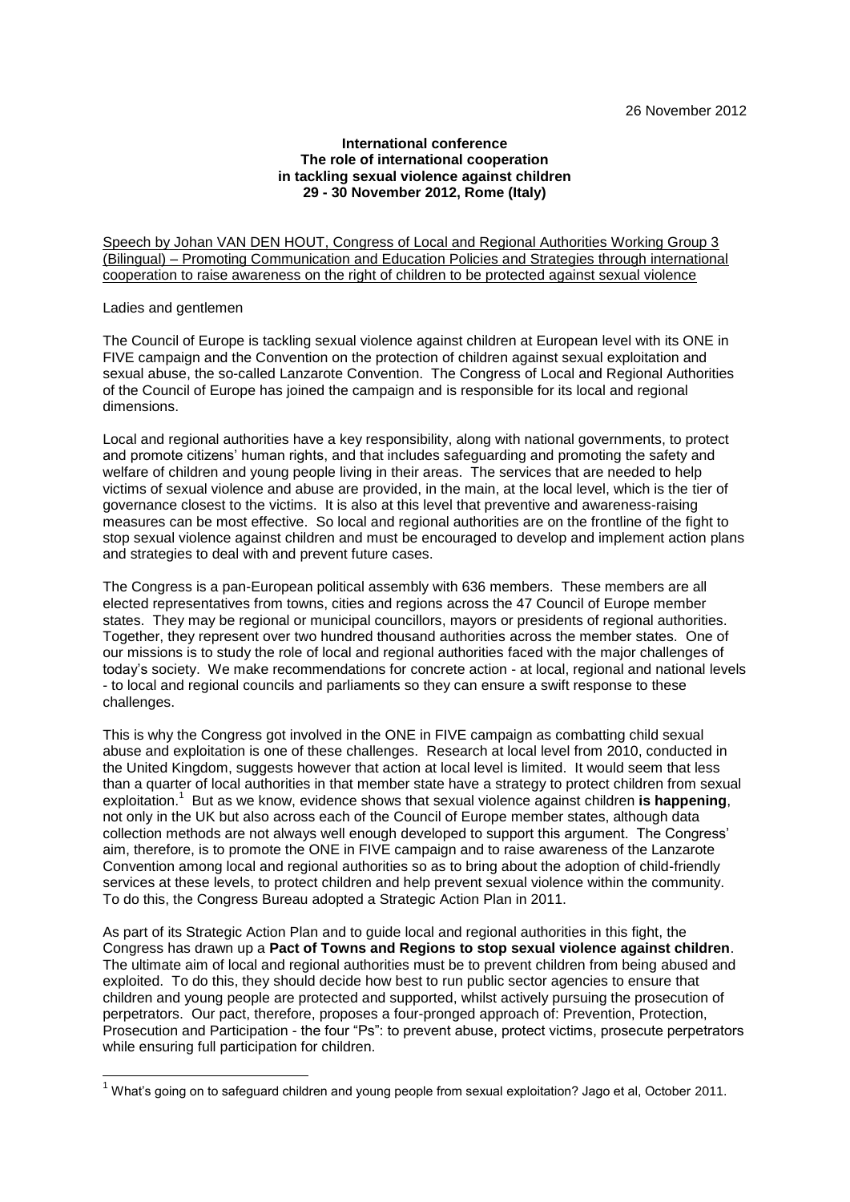26 November 2012

**International conference**
**The role of international cooperation**
**in tackling sexual violence against children**
**29 - 30 November 2012, Rome (Italy)**

Speech by Johan VAN DEN HOUT, Congress of Local and Regional Authorities Working Group 3 (Bilingual) – Promoting Communication and Education Policies and Strategies through international cooperation to raise awareness on the right of children to be protected against sexual violence

Ladies and gentlemen

The Council of Europe is tackling sexual violence against children at European level with its ONE in FIVE campaign and the Convention on the protection of children against sexual exploitation and sexual abuse, the so-called Lanzarote Convention. The Congress of Local and Regional Authorities of the Council of Europe has joined the campaign and is responsible for its local and regional dimensions.

Local and regional authorities have a key responsibility, along with national governments, to protect and promote citizens' human rights, and that includes safeguarding and promoting the safety and welfare of children and young people living in their areas. The services that are needed to help victims of sexual violence and abuse are provided, in the main, at the local level, which is the tier of governance closest to the victims. It is also at this level that preventive and awareness-raising measures can be most effective. So local and regional authorities are on the frontline of the fight to stop sexual violence against children and must be encouraged to develop and implement action plans and strategies to deal with and prevent future cases.

The Congress is a pan-European political assembly with 636 members. These members are all elected representatives from towns, cities and regions across the 47 Council of Europe member states. They may be regional or municipal councillors, mayors or presidents of regional authorities. Together, they represent over two hundred thousand authorities across the member states. One of our missions is to study the role of local and regional authorities faced with the major challenges of today's society. We make recommendations for concrete action - at local, regional and national levels - to local and regional councils and parliaments so they can ensure a swift response to these challenges.

This is why the Congress got involved in the ONE in FIVE campaign as combatting child sexual abuse and exploitation is one of these challenges. Research at local level from 2010, conducted in the United Kingdom, suggests however that action at local level is limited. It would seem that less than a quarter of local authorities in that member state have a strategy to protect children from sexual exploitation.[1] But as we know, evidence shows that sexual violence against children **is happening**, not only in the UK but also across each of the Council of Europe member states, although data collection methods are not always well enough developed to support this argument. The Congress' aim, therefore, is to promote the ONE in FIVE campaign and to raise awareness of the Lanzarote Convention among local and regional authorities so as to bring about the adoption of child-friendly services at these levels, to protect children and help prevent sexual violence within the community. To do this, the Congress Bureau adopted a Strategic Action Plan in 2011.

As part of its Strategic Action Plan and to guide local and regional authorities in this fight, the Congress has drawn up a **Pact of Towns and Regions to stop sexual violence against children**. The ultimate aim of local and regional authorities must be to prevent children from being abused and exploited. To do this, they should decide how best to run public sector agencies to ensure that children and young people are protected and supported, whilst actively pursuing the prosecution of perpetrators. Our pact, therefore, proposes a four-pronged approach of: Prevention, Protection, Prosecution and Participation - the four "Ps": to prevent abuse, protect victims, prosecute perpetrators while ensuring full participation for children.

[1] What's going on to safeguard children and young people from sexual exploitation? Jago et al, October 2011.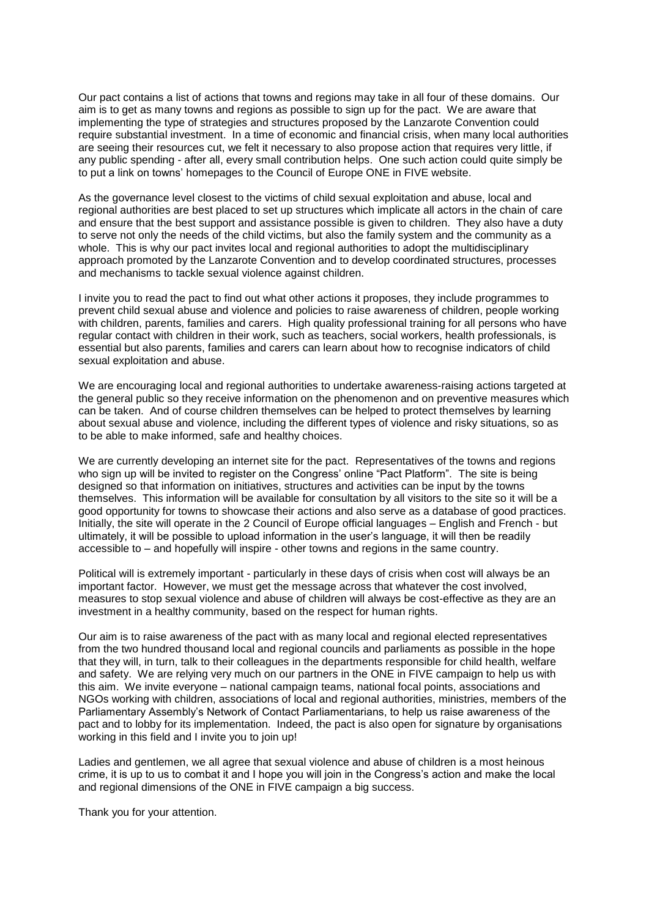Our pact contains a list of actions that towns and regions may take in all four of these domains. Our aim is to get as many towns and regions as possible to sign up for the pact. We are aware that implementing the type of strategies and structures proposed by the Lanzarote Convention could require substantial investment. In a time of economic and financial crisis, when many local authorities are seeing their resources cut, we felt it necessary to also propose action that requires very little, if any public spending - after all, every small contribution helps. One such action could quite simply be to put a link on towns' homepages to the Council of Europe ONE in FIVE website.

As the governance level closest to the victims of child sexual exploitation and abuse, local and regional authorities are best placed to set up structures which implicate all actors in the chain of care and ensure that the best support and assistance possible is given to children. They also have a duty to serve not only the needs of the child victims, but also the family system and the community as a whole. This is why our pact invites local and regional authorities to adopt the multidisciplinary approach promoted by the Lanzarote Convention and to develop coordinated structures, processes and mechanisms to tackle sexual violence against children.

I invite you to read the pact to find out what other actions it proposes, they include programmes to prevent child sexual abuse and violence and policies to raise awareness of children, people working with children, parents, families and carers. High quality professional training for all persons who have regular contact with children in their work, such as teachers, social workers, health professionals, is essential but also parents, families and carers can learn about how to recognise indicators of child sexual exploitation and abuse.

We are encouraging local and regional authorities to undertake awareness-raising actions targeted at the general public so they receive information on the phenomenon and on preventive measures which can be taken. And of course children themselves can be helped to protect themselves by learning about sexual abuse and violence, including the different types of violence and risky situations, so as to be able to make informed, safe and healthy choices.

We are currently developing an internet site for the pact. Representatives of the towns and regions who sign up will be invited to register on the Congress' online "Pact Platform". The site is being designed so that information on initiatives, structures and activities can be input by the towns themselves. This information will be available for consultation by all visitors to the site so it will be a good opportunity for towns to showcase their actions and also serve as a database of good practices. Initially, the site will operate in the 2 Council of Europe official languages – English and French - but ultimately, it will be possible to upload information in the user's language, it will then be readily accessible to – and hopefully will inspire - other towns and regions in the same country.

Political will is extremely important - particularly in these days of crisis when cost will always be an important factor. However, we must get the message across that whatever the cost involved, measures to stop sexual violence and abuse of children will always be cost-effective as they are an investment in a healthy community, based on the respect for human rights.

Our aim is to raise awareness of the pact with as many local and regional elected representatives from the two hundred thousand local and regional councils and parliaments as possible in the hope that they will, in turn, talk to their colleagues in the departments responsible for child health, welfare and safety. We are relying very much on our partners in the ONE in FIVE campaign to help us with this aim. We invite everyone – national campaign teams, national focal points, associations and NGOs working with children, associations of local and regional authorities, ministries, members of the Parliamentary Assembly's Network of Contact Parliamentarians, to help us raise awareness of the pact and to lobby for its implementation. Indeed, the pact is also open for signature by organisations working in this field and I invite you to join up!

Ladies and gentlemen, we all agree that sexual violence and abuse of children is a most heinous crime, it is up to us to combat it and I hope you will join in the Congress's action and make the local and regional dimensions of the ONE in FIVE campaign a big success.

Thank you for your attention.